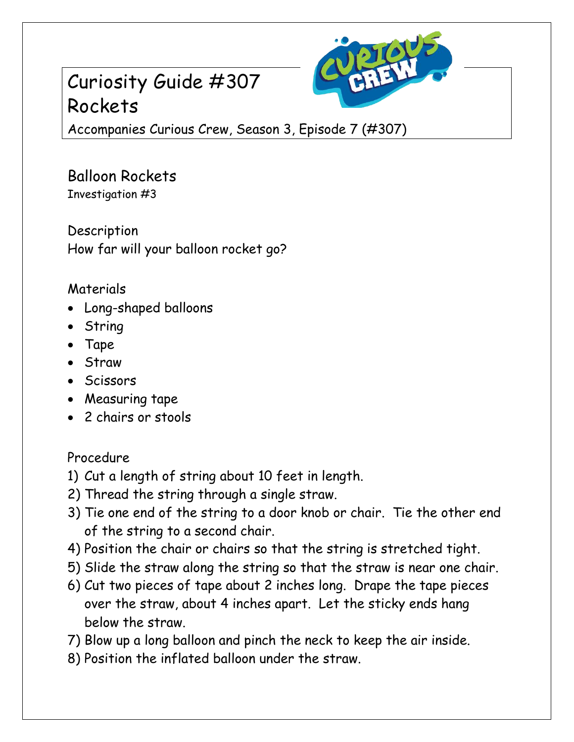# Curiosity Guide #307
# Rockets

Accompanies Curious Crew, Season 3, Episode 7 (#307)

## Balloon Rockets

Investigation #3

### Description

How far will your balloon rocket go?

### Materials

- Long-shaped balloons
- String
- Tape
- Straw
- Scissors
- Measuring tape
- 2 chairs or stools

### Procedure

1) Cut a length of string about 10 feet in length.
2) Thread the string through a single straw.
3) Tie one end of the string to a door knob or chair. Tie the other end of the string to a second chair.
4) Position the chair or chairs so that the string is stretched tight.
5) Slide the straw along the string so that the straw is near one chair.
6) Cut two pieces of tape about 2 inches long. Drape the tape pieces over the straw, about 4 inches apart. Let the sticky ends hang below the straw.
7) Blow up a long balloon and pinch the neck to keep the air inside.
8) Position the inflated balloon under the straw.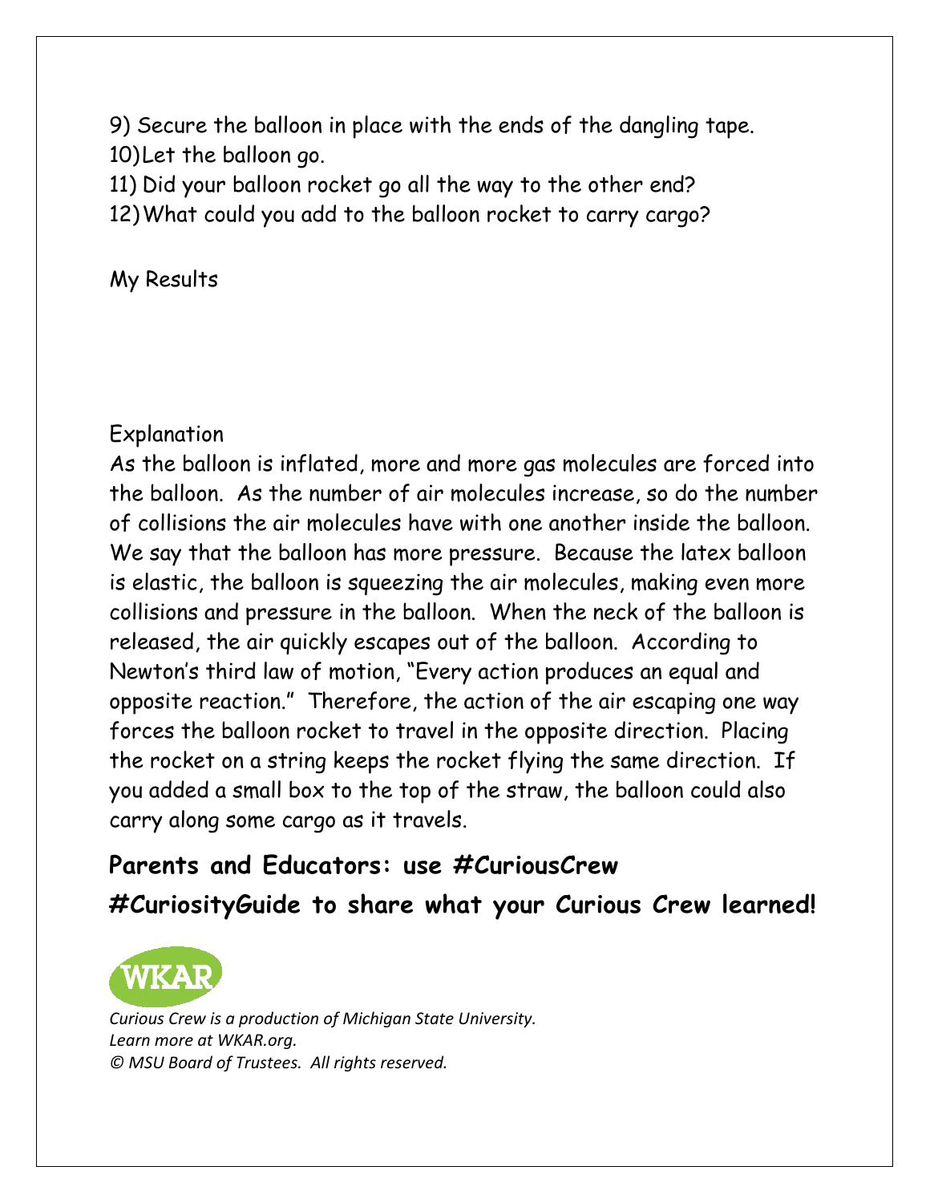9) Secure the balloon in place with the ends of the dangling tape.
10) Let the balloon go.
11) Did your balloon rocket go all the way to the other end?
12) What could you add to the balloon rocket to carry cargo?

My Results

Explanation

As the balloon is inflated, more and more gas molecules are forced into the balloon. As the number of air molecules increase, so do the number of collisions the air molecules have with one another inside the balloon. We say that the balloon has more pressure. Because the latex balloon is elastic, the balloon is squeezing the air molecules, making even more collisions and pressure in the balloon. When the neck of the balloon is released, the air quickly escapes out of the balloon. According to Newton's third law of motion, "Every action produces an equal and opposite reaction." Therefore, the action of the air escaping one way forces the balloon rocket to travel in the opposite direction. Placing the rocket on a string keeps the rocket flying the same direction. If you added a small box to the top of the straw, the balloon could also carry along some cargo as it travels.

**Parents and Educators: use #CuriousCrew #CuriosityGuide to share what your Curious Crew learned!**

WKAR

*Curious Crew is a production of Michigan State University.*
*Learn more at WKAR.org.*
*© MSU Board of Trustees. All rights reserved.*